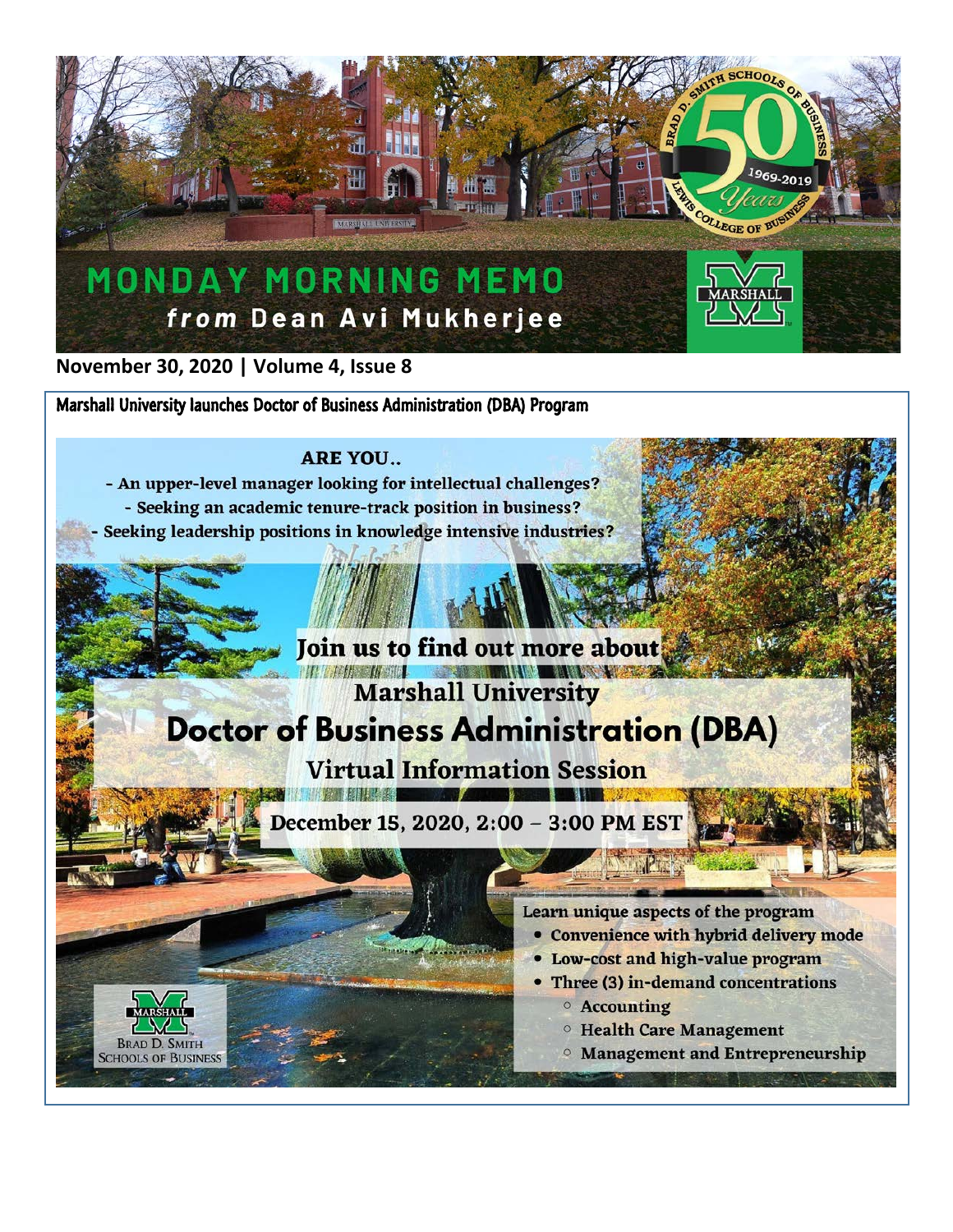# MONDAY MORNING MEMO

*from* **Dean Avi Mukherjee**

**November 30, 2020 | Volume 4, Issue 8**

## Marshall University launches Doctor of Business Administration (DBA) Program

**ARE YOU..**

- An upper-level manager looking for intellectual challenges?
- Seeking an academic tenure-track position in business?
- Seeking leadership positions in knowledge intensive industries?

**Join us to find out more about**

**Marshall University**

**Doctor of Business Administration (DBA)**

**Virtual Information Session**

**December 15, 2020, 2:00 – 3:00 PM EST**

**Learn unique aspects of the program**

- Convenience with hybrid delivery mode
- Low-cost and high-value program
- Three (3) in-demand concentrations
  - Accounting
  - Health Care Management
  - Management and Entrepreneurship

Marshall
Brad D. Smith Schools of Business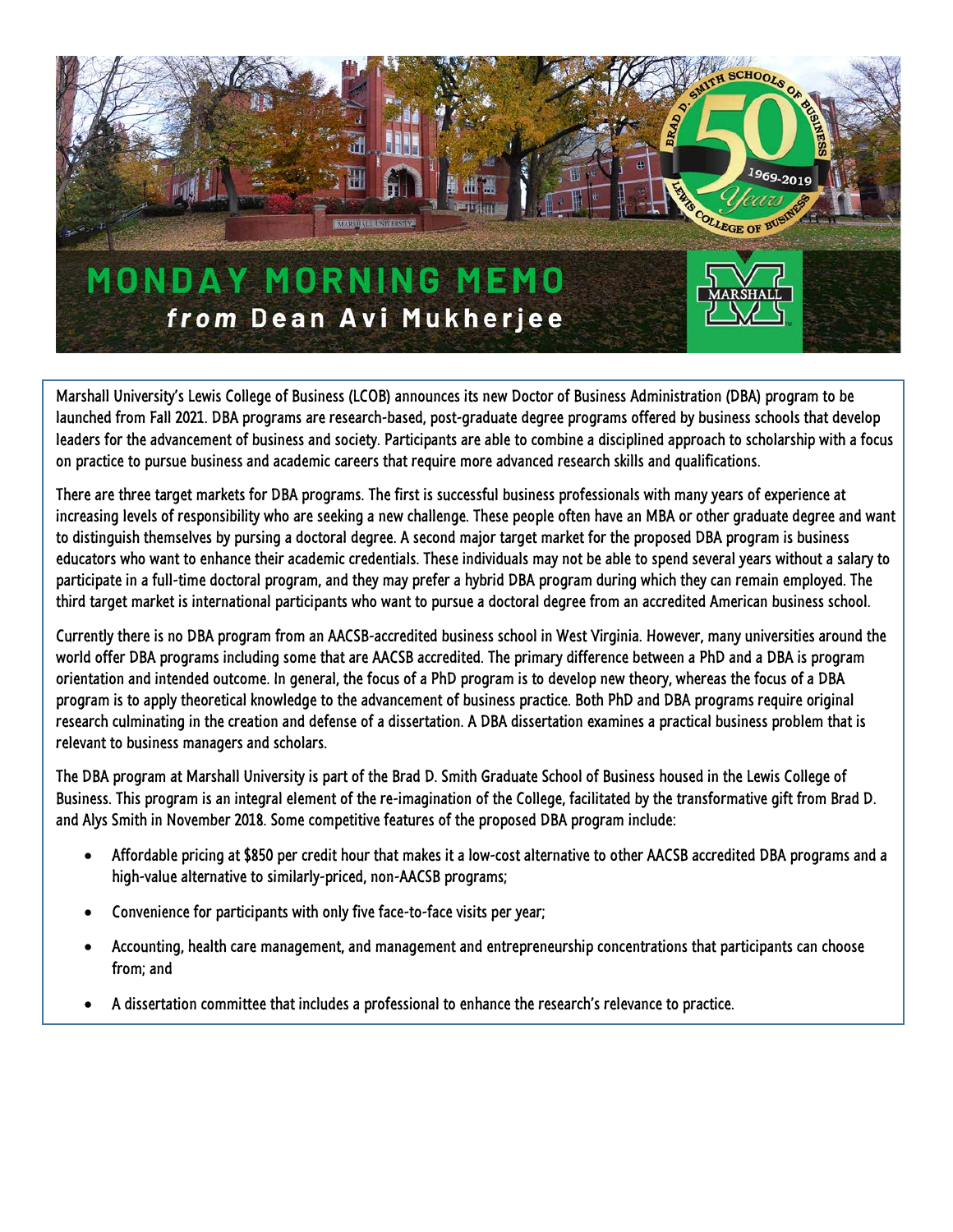# MONDAY MORNING MEMO

## *from* Dean Avi Mukherjee

Marshall University's Lewis College of Business (LCOB) announces its new Doctor of Business Administration (DBA) program to be launched from Fall 2021. DBA programs are research-based, post-graduate degree programs offered by business schools that develop leaders for the advancement of business and society. Participants are able to combine a disciplined approach to scholarship with a focus on practice to pursue business and academic careers that require more advanced research skills and qualifications.

There are three target markets for DBA programs. The first is successful business professionals with many years of experience at increasing levels of responsibility who are seeking a new challenge. These people often have an MBA or other graduate degree and want to distinguish themselves by pursing a doctoral degree. A second major target market for the proposed DBA program is business educators who want to enhance their academic credentials. These individuals may not be able to spend several years without a salary to participate in a full-time doctoral program, and they may prefer a hybrid DBA program during which they can remain employed. The third target market is international participants who want to pursue a doctoral degree from an accredited American business school.

Currently there is no DBA program from an AACSB-accredited business school in West Virginia. However, many universities around the world offer DBA programs including some that are AACSB accredited. The primary difference between a PhD and a DBA is program orientation and intended outcome. In general, the focus of a PhD program is to develop new theory, whereas the focus of a DBA program is to apply theoretical knowledge to the advancement of business practice. Both PhD and DBA programs require original research culminating in the creation and defense of a dissertation. A DBA dissertation examines a practical business problem that is relevant to business managers and scholars.

The DBA program at Marshall University is part of the Brad D. Smith Graduate School of Business housed in the Lewis College of Business. This program is an integral element of the re-imagination of the College, facilitated by the transformative gift from Brad D. and Alys Smith in November 2018. Some competitive features of the proposed DBA program include:

- Affordable pricing at $850 per credit hour that makes it a low-cost alternative to other AACSB accredited DBA programs and a high-value alternative to similarly-priced, non-AACSB programs;
- Convenience for participants with only five face-to-face visits per year;
- Accounting, health care management, and management and entrepreneurship concentrations that participants can choose from; and
- A dissertation committee that includes a professional to enhance the research's relevance to practice.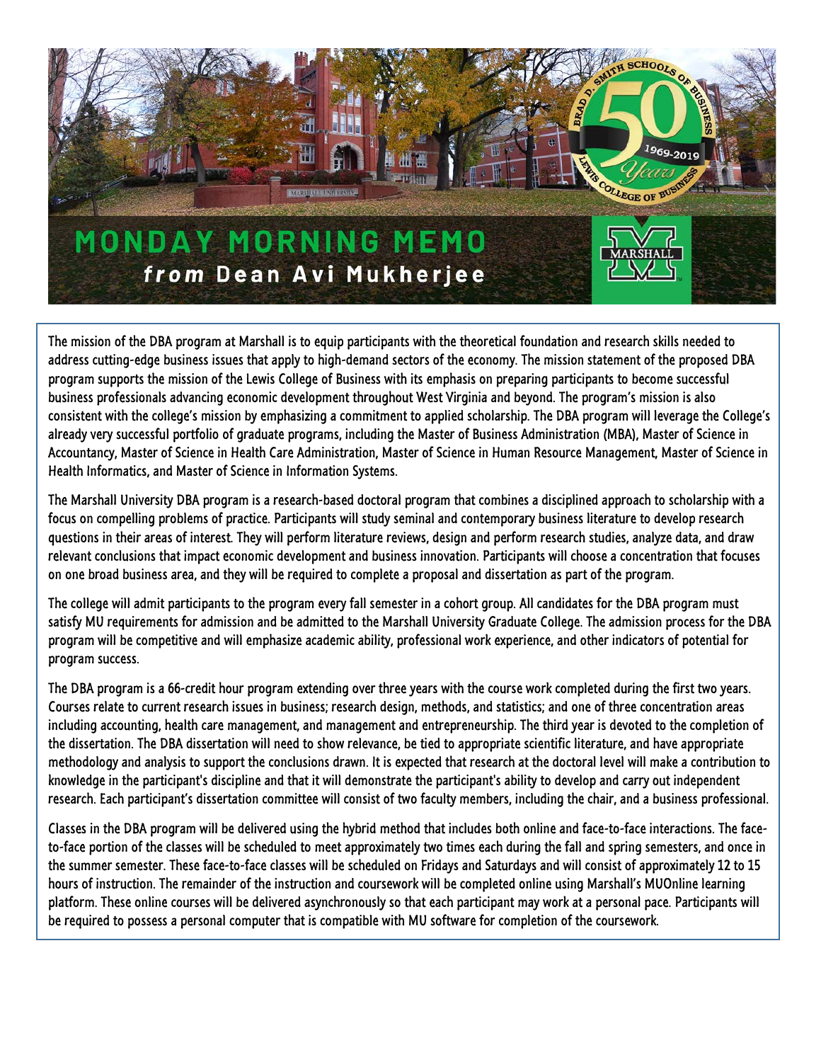# MONDAY MORNING MEMO

## *from* Dean Avi Mukherjee

The mission of the DBA program at Marshall is to equip participants with the theoretical foundation and research skills needed to address cutting-edge business issues that apply to high-demand sectors of the economy. The mission statement of the proposed DBA program supports the mission of the Lewis College of Business with its emphasis on preparing participants to become successful business professionals advancing economic development throughout West Virginia and beyond. The program's mission is also consistent with the college's mission by emphasizing a commitment to applied scholarship. The DBA program will leverage the College's already very successful portfolio of graduate programs, including the Master of Business Administration (MBA), Master of Science in Accountancy, Master of Science in Health Care Administration, Master of Science in Human Resource Management, Master of Science in Health Informatics, and Master of Science in Information Systems.

The Marshall University DBA program is a research-based doctoral program that combines a disciplined approach to scholarship with a focus on compelling problems of practice. Participants will study seminal and contemporary business literature to develop research questions in their areas of interest. They will perform literature reviews, design and perform research studies, analyze data, and draw relevant conclusions that impact economic development and business innovation. Participants will choose a concentration that focuses on one broad business area, and they will be required to complete a proposal and dissertation as part of the program.

The college will admit participants to the program every fall semester in a cohort group. All candidates for the DBA program must satisfy MU requirements for admission and be admitted to the Marshall University Graduate College. The admission process for the DBA program will be competitive and will emphasize academic ability, professional work experience, and other indicators of potential for program success.

The DBA program is a 66-credit hour program extending over three years with the course work completed during the first two years. Courses relate to current research issues in business; research design, methods, and statistics; and one of three concentration areas including accounting, health care management, and management and entrepreneurship. The third year is devoted to the completion of the dissertation. The DBA dissertation will need to show relevance, be tied to appropriate scientific literature, and have appropriate methodology and analysis to support the conclusions drawn. It is expected that research at the doctoral level will make a contribution to knowledge in the participant's discipline and that it will demonstrate the participant's ability to develop and carry out independent research. Each participant's dissertation committee will consist of two faculty members, including the chair, and a business professional.

Classes in the DBA program will be delivered using the hybrid method that includes both online and face-to-face interactions. The face-to-face portion of the classes will be scheduled to meet approximately two times each during the fall and spring semesters, and once in the summer semester. These face-to-face classes will be scheduled on Fridays and Saturdays and will consist of approximately 12 to 15 hours of instruction. The remainder of the instruction and coursework will be completed online using Marshall's MUOnline learning platform. These online courses will be delivered asynchronously so that each participant may work at a personal pace. Participants will be required to possess a personal computer that is compatible with MU software for completion of the coursework.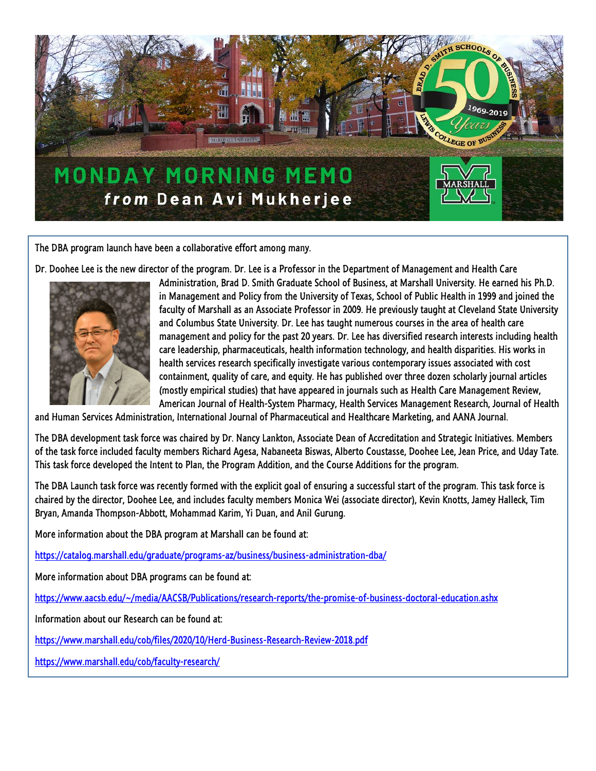# MONDAY MORNING MEMO

***from*** **Dean Avi Mukherjee**

The DBA program launch have been a collaborative effort among many.

Dr. Doohee Lee is the new director of the program. Dr. Lee is a Professor in the Department of Management and Health Care Administration, Brad D. Smith Graduate School of Business, at Marshall University. He earned his Ph.D. in Management and Policy from the University of Texas, School of Public Health in 1999 and joined the faculty of Marshall as an Associate Professor in 2009. He previously taught at Cleveland State University and Columbus State University. Dr. Lee has taught numerous courses in the area of health care management and policy for the past 20 years. Dr. Lee has diversified research interests including health care leadership, pharmaceuticals, health information technology, and health disparities. His works in health services research specifically investigate various contemporary issues associated with cost containment, quality of care, and equity. He has published over three dozen scholarly journal articles (mostly empirical studies) that have appeared in journals such as Health Care Management Review, American Journal of Health-System Pharmacy, Health Services Management Research, Journal of Health and Human Services Administration, International Journal of Pharmaceutical and Healthcare Marketing, and AANA Journal.

The DBA development task force was chaired by Dr. Nancy Lankton, Associate Dean of Accreditation and Strategic Initiatives. Members of the task force included faculty members Richard Agesa, Nabaneeta Biswas, Alberto Coustasse, Doohee Lee, Jean Price, and Uday Tate. This task force developed the Intent to Plan, the Program Addition, and the Course Additions for the program.

The DBA Launch task force was recently formed with the explicit goal of ensuring a successful start of the program. This task force is chaired by the director, Doohee Lee, and includes faculty members Monica Wei (associate director), Kevin Knotts, Jamey Halleck, Tim Bryan, Amanda Thompson-Abbott, Mohammad Karim, Yi Duan, and Anil Gurung.

More information about the DBA program at Marshall can be found at:

https://catalog.marshall.edu/graduate/programs-az/business/business-administration-dba/

More information about DBA programs can be found at:

https://www.aacsb.edu/~/media/AACSB/Publications/research-reports/the-promise-of-business-doctoral-education.ashx

Information about our Research can be found at:

https://www.marshall.edu/cob/files/2020/10/Herd-Business-Research-Review-2018.pdf

https://www.marshall.edu/cob/faculty-research/